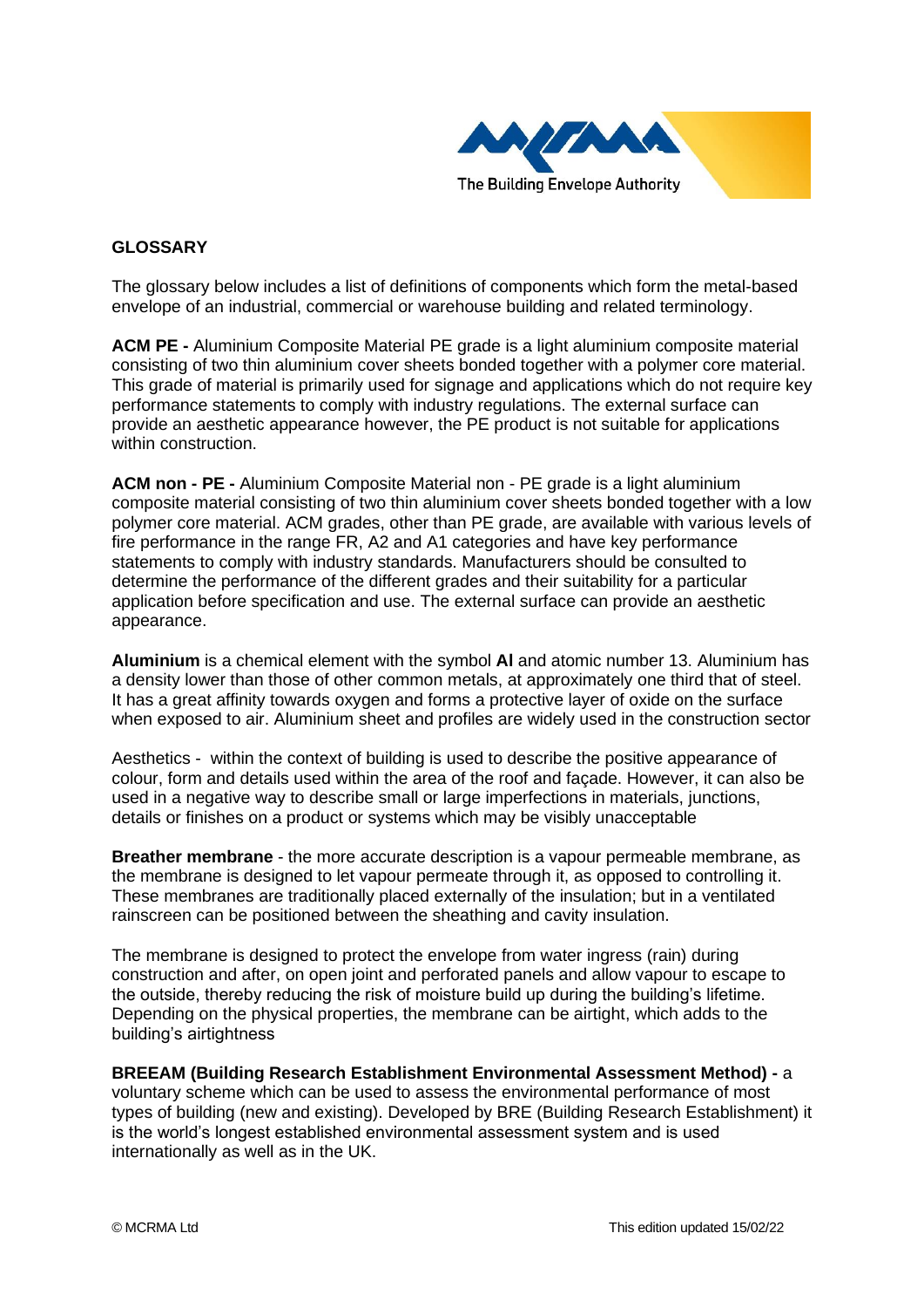## GLOSSARY

The glossary below includes a list of definitions of components which form the metal-based envelope of an industrial, commercial or warehouse building and related terminology.

**ACM PE -** Aluminium Composite Material PE grade is a light aluminium composite material consisting of two thin aluminium cover sheets bonded together with a polymer core material. This grade of material is primarily used for signage and applications which do not require key performance statements to comply with industry regulations. The external surface can provide an aesthetic appearance however, the PE product is not suitable for applications within construction.

**ACM non - PE -** Aluminium Composite Material non - PE grade is a light aluminium composite material consisting of two thin aluminium cover sheets bonded together with a low polymer core material. ACM grades, other than PE grade, are available with various levels of fire performance in the range FR, A2 and A1 categories and have key performance statements to comply with industry standards. Manufacturers should be consulted to determine the performance of the different grades and their suitability for a particular application before specification and use. The external surface can provide an aesthetic appearance.

**Aluminium** is a chemical element with the symbol **Al** and atomic number 13. Aluminium has a density lower than those of other common metals, at approximately one third that of steel. It has a great affinity towards oxygen and forms a protective layer of oxide on the surface when exposed to air. Aluminium sheet and profiles are widely used in the construction sector

Aesthetics - within the context of building is used to describe the positive appearance of colour, form and details used within the area of the roof and façade. However, it can also be used in a negative way to describe small or large imperfections in materials, junctions, details or finishes on a product or systems which may be visibly unacceptable

**Breather membrane** - the more accurate description is a vapour permeable membrane, as the membrane is designed to let vapour permeate through it, as opposed to controlling it. These membranes are traditionally placed externally of the insulation; but in a ventilated rainscreen can be positioned between the sheathing and cavity insulation.

The membrane is designed to protect the envelope from water ingress (rain) during construction and after, on open joint and perforated panels and allow vapour to escape to the outside, thereby reducing the risk of moisture build up during the building's lifetime. Depending on the physical properties, the membrane can be airtight, which adds to the building's airtightness

**BREEAM (Building Research Establishment Environmental Assessment Method) -** a voluntary scheme which can be used to assess the environmental performance of most types of building (new and existing). Developed by BRE (Building Research Establishment) it is the world's longest established environmental assessment system and is used internationally as well as in the UK.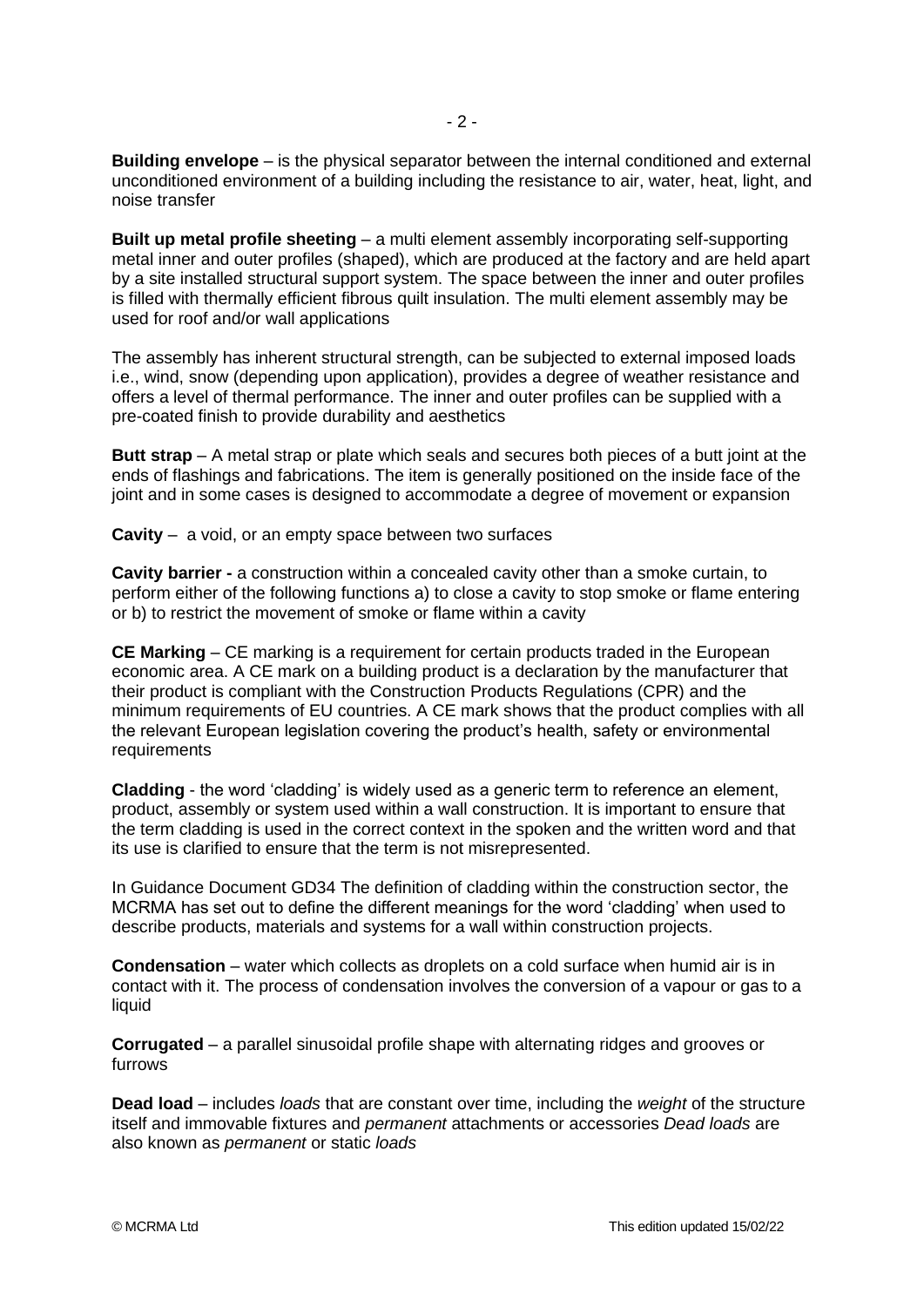**Building envelope** – is the physical separator between the internal conditioned and external unconditioned environment of a building including the resistance to air, water, heat, light, and noise transfer

**Built up metal profile sheeting** – a multi element assembly incorporating self-supporting metal inner and outer profiles (shaped), which are produced at the factory and are held apart by a site installed structural support system. The space between the inner and outer profiles is filled with thermally efficient fibrous quilt insulation. The multi element assembly may be used for roof and/or wall applications

The assembly has inherent structural strength, can be subjected to external imposed loads i.e., wind, snow (depending upon application), provides a degree of weather resistance and offers a level of thermal performance. The inner and outer profiles can be supplied with a pre-coated finish to provide durability and aesthetics

**Butt strap** – A metal strap or plate which seals and secures both pieces of a butt joint at the ends of flashings and fabrications. The item is generally positioned on the inside face of the joint and in some cases is designed to accommodate a degree of movement or expansion

**Cavity** – a void, or an empty space between two surfaces

**Cavity barrier -** a construction within a concealed cavity other than a smoke curtain, to perform either of the following functions a) to close a cavity to stop smoke or flame entering or b) to restrict the movement of smoke or flame within a cavity

**CE Marking** – CE marking is a requirement for certain products traded in the European economic area. A CE mark on a building product is a declaration by the manufacturer that their product is compliant with the Construction Products Regulations (CPR) and the minimum requirements of EU countries. A CE mark shows that the product complies with all the relevant European legislation covering the product's health, safety or environmental requirements

**Cladding** - the word 'cladding' is widely used as a generic term to reference an element, product, assembly or system used within a wall construction. It is important to ensure that the term cladding is used in the correct context in the spoken and the written word and that its use is clarified to ensure that the term is not misrepresented.

In Guidance Document GD34 The definition of cladding within the construction sector, the MCRMA has set out to define the different meanings for the word 'cladding' when used to describe products, materials and systems for a wall within construction projects.

**Condensation** – water which collects as droplets on a cold surface when humid air is in contact with it. The process of condensation involves the conversion of a vapour or gas to a liquid

**Corrugated** – a parallel sinusoidal profile shape with alternating ridges and grooves or furrows

**Dead load** – includes *loads* that are constant over time, including the *weight* of the structure itself and immovable fixtures and *permanent* attachments or accessories *Dead loads* are also known as *permanent* or static *loads*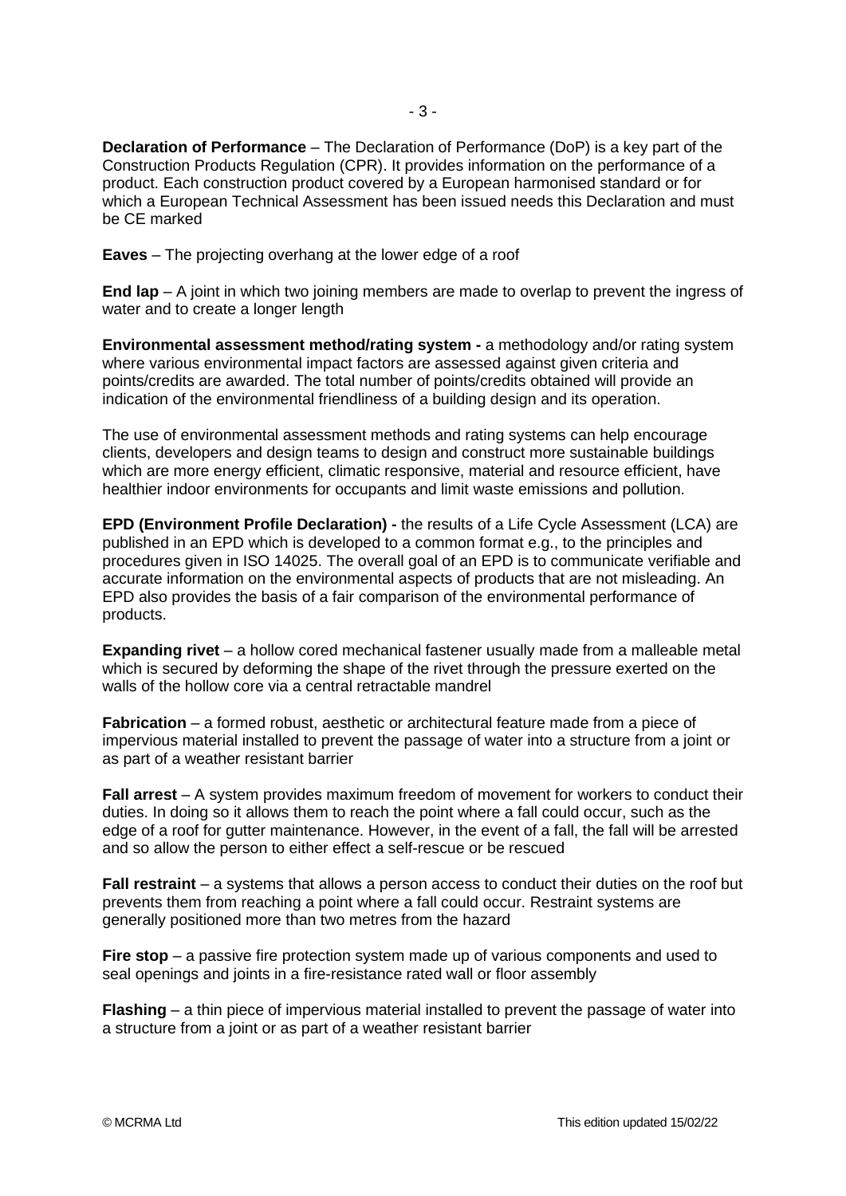**Declaration of Performance** – The Declaration of Performance (DoP) is a key part of the Construction Products Regulation (CPR). It provides information on the performance of a product. Each construction product covered by a European harmonised standard or for which a European Technical Assessment has been issued needs this Declaration and must be CE marked

**Eaves** – The projecting overhang at the lower edge of a roof

**End lap** – A joint in which two joining members are made to overlap to prevent the ingress of water and to create a longer length

**Environmental assessment method/rating system -** a methodology and/or rating system where various environmental impact factors are assessed against given criteria and points/credits are awarded. The total number of points/credits obtained will provide an indication of the environmental friendliness of a building design and its operation.

The use of environmental assessment methods and rating systems can help encourage clients, developers and design teams to design and construct more sustainable buildings which are more energy efficient, climatic responsive, material and resource efficient, have healthier indoor environments for occupants and limit waste emissions and pollution.

**EPD (Environment Profile Declaration) -** the results of a Life Cycle Assessment (LCA) are published in an EPD which is developed to a common format e.g., to the principles and procedures given in ISO 14025. The overall goal of an EPD is to communicate verifiable and accurate information on the environmental aspects of products that are not misleading. An EPD also provides the basis of a fair comparison of the environmental performance of products.

**Expanding rivet** – a hollow cored mechanical fastener usually made from a malleable metal which is secured by deforming the shape of the rivet through the pressure exerted on the walls of the hollow core via a central retractable mandrel

**Fabrication** – a formed robust, aesthetic or architectural feature made from a piece of impervious material installed to prevent the passage of water into a structure from a joint or as part of a weather resistant barrier

**Fall arrest** – A system provides maximum freedom of movement for workers to conduct their duties. In doing so it allows them to reach the point where a fall could occur, such as the edge of a roof for gutter maintenance. However, in the event of a fall, the fall will be arrested and so allow the person to either effect a self-rescue or be rescued

**Fall restraint** – a systems that allows a person access to conduct their duties on the roof but prevents them from reaching a point where a fall could occur. Restraint systems are generally positioned more than two metres from the hazard

**Fire stop** – a passive fire protection system made up of various components and used to seal openings and joints in a fire-resistance rated wall or floor assembly

**Flashing** – a thin piece of impervious material installed to prevent the passage of water into a structure from a joint or as part of a weather resistant barrier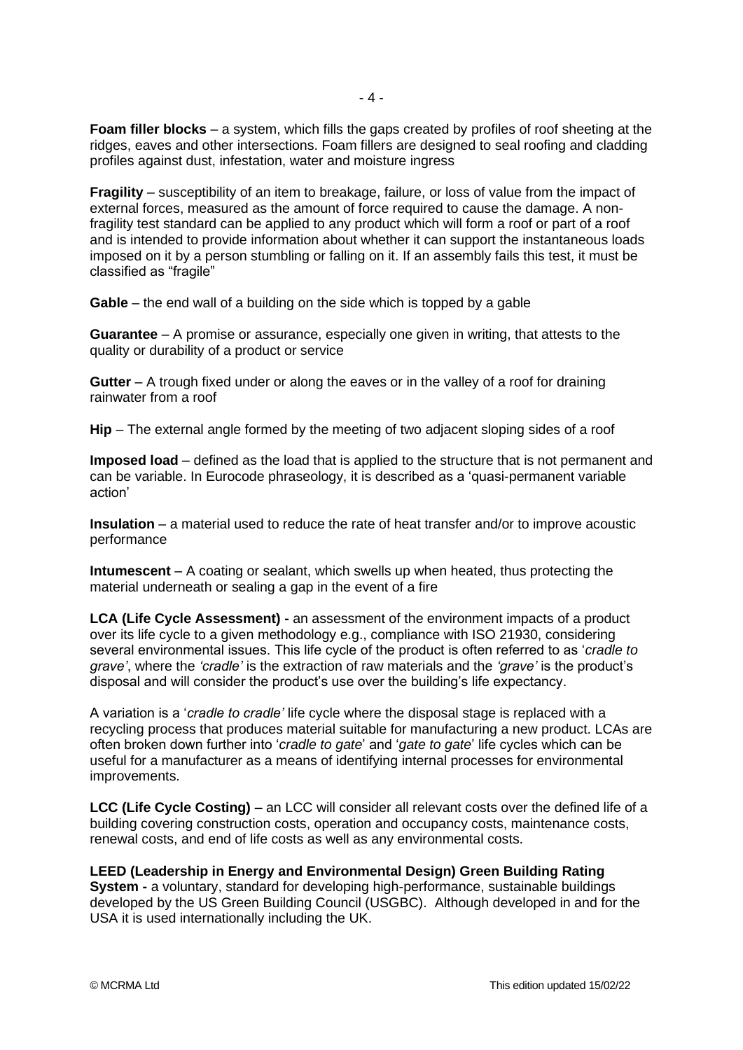**Foam filler blocks** – a system, which fills the gaps created by profiles of roof sheeting at the ridges, eaves and other intersections. Foam fillers are designed to seal roofing and cladding profiles against dust, infestation, water and moisture ingress

**Fragility** – susceptibility of an item to breakage, failure, or loss of value from the impact of external forces, measured as the amount of force required to cause the damage. A non-fragility test standard can be applied to any product which will form a roof or part of a roof and is intended to provide information about whether it can support the instantaneous loads imposed on it by a person stumbling or falling on it. If an assembly fails this test, it must be classified as "fragile"

**Gable** – the end wall of a building on the side which is topped by a gable

**Guarantee** – A promise or assurance, especially one given in writing, that attests to the quality or durability of a product or service

**Gutter** – A trough fixed under or along the eaves or in the valley of a roof for draining rainwater from a roof

**Hip** – The external angle formed by the meeting of two adjacent sloping sides of a roof

**Imposed load** – defined as the load that is applied to the structure that is not permanent and can be variable. In Eurocode phraseology, it is described as a 'quasi-permanent variable action'

**Insulation** – a material used to reduce the rate of heat transfer and/or to improve acoustic performance

**Intumescent** – A coating or sealant, which swells up when heated, thus protecting the material underneath or sealing a gap in the event of a fire

**LCA (Life Cycle Assessment) -** an assessment of the environment impacts of a product over its life cycle to a given methodology e.g., compliance with ISO 21930, considering several environmental issues. This life cycle of the product is often referred to as '*cradle to grave'*, where the *'cradle'* is the extraction of raw materials and the *'grave'* is the product's disposal and will consider the product's use over the building's life expectancy.

A variation is a '*cradle to cradle'* life cycle where the disposal stage is replaced with a recycling process that produces material suitable for manufacturing a new product. LCAs are often broken down further into '*cradle to gate*' and '*gate to gate*' life cycles which can be useful for a manufacturer as a means of identifying internal processes for environmental improvements.

**LCC (Life Cycle Costing) –** an LCC will consider all relevant costs over the defined life of a building covering construction costs, operation and occupancy costs, maintenance costs, renewal costs, and end of life costs as well as any environmental costs.

**LEED (Leadership in Energy and Environmental Design) Green Building Rating System -** a voluntary, standard for developing high-performance, sustainable buildings developed by the US Green Building Council (USGBC). Although developed in and for the USA it is used internationally including the UK.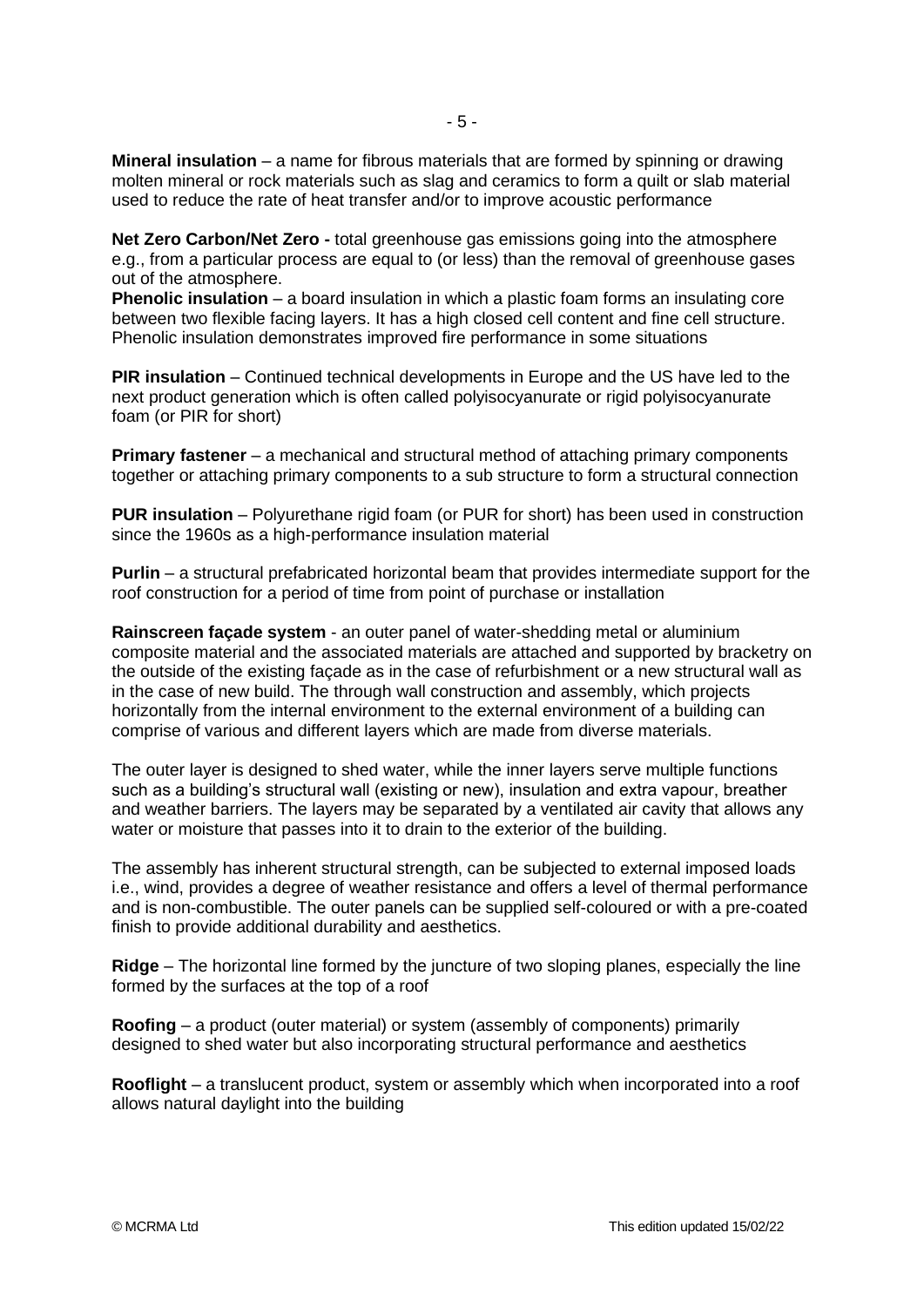**Mineral insulation** – a name for fibrous materials that are formed by spinning or drawing molten mineral or rock materials such as slag and ceramics to form a quilt or slab material used to reduce the rate of heat transfer and/or to improve acoustic performance

**Net Zero Carbon/Net Zero -** total greenhouse gas emissions going into the atmosphere e.g., from a particular process are equal to (or less) than the removal of greenhouse gases out of the atmosphere.

**Phenolic insulation** – a board insulation in which a plastic foam forms an insulating core between two flexible facing layers. It has a high closed cell content and fine cell structure. Phenolic insulation demonstrates improved fire performance in some situations

**PIR insulation** – Continued technical developments in Europe and the US have led to the next product generation which is often called polyisocyanurate or rigid polyisocyanurate foam (or PIR for short)

**Primary fastener** – a mechanical and structural method of attaching primary components together or attaching primary components to a sub structure to form a structural connection

**PUR insulation** – Polyurethane rigid foam (or PUR for short) has been used in construction since the 1960s as a high-performance insulation material

**Purlin** – a structural prefabricated horizontal beam that provides intermediate support for the roof construction for a period of time from point of purchase or installation

**Rainscreen façade system** - an outer panel of water-shedding metal or aluminium composite material and the associated materials are attached and supported by bracketry on the outside of the existing façade as in the case of refurbishment or a new structural wall as in the case of new build. The through wall construction and assembly, which projects horizontally from the internal environment to the external environment of a building can comprise of various and different layers which are made from diverse materials.

The outer layer is designed to shed water, while the inner layers serve multiple functions such as a building's structural wall (existing or new), insulation and extra vapour, breather and weather barriers. The layers may be separated by a ventilated air cavity that allows any water or moisture that passes into it to drain to the exterior of the building.

The assembly has inherent structural strength, can be subjected to external imposed loads i.e., wind, provides a degree of weather resistance and offers a level of thermal performance and is non-combustible. The outer panels can be supplied self-coloured or with a pre-coated finish to provide additional durability and aesthetics.

**Ridge** – The horizontal line formed by the juncture of two sloping planes, especially the line formed by the surfaces at the top of a roof

**Roofing** – a product (outer material) or system (assembly of components) primarily designed to shed water but also incorporating structural performance and aesthetics

**Rooflight** – a translucent product, system or assembly which when incorporated into a roof allows natural daylight into the building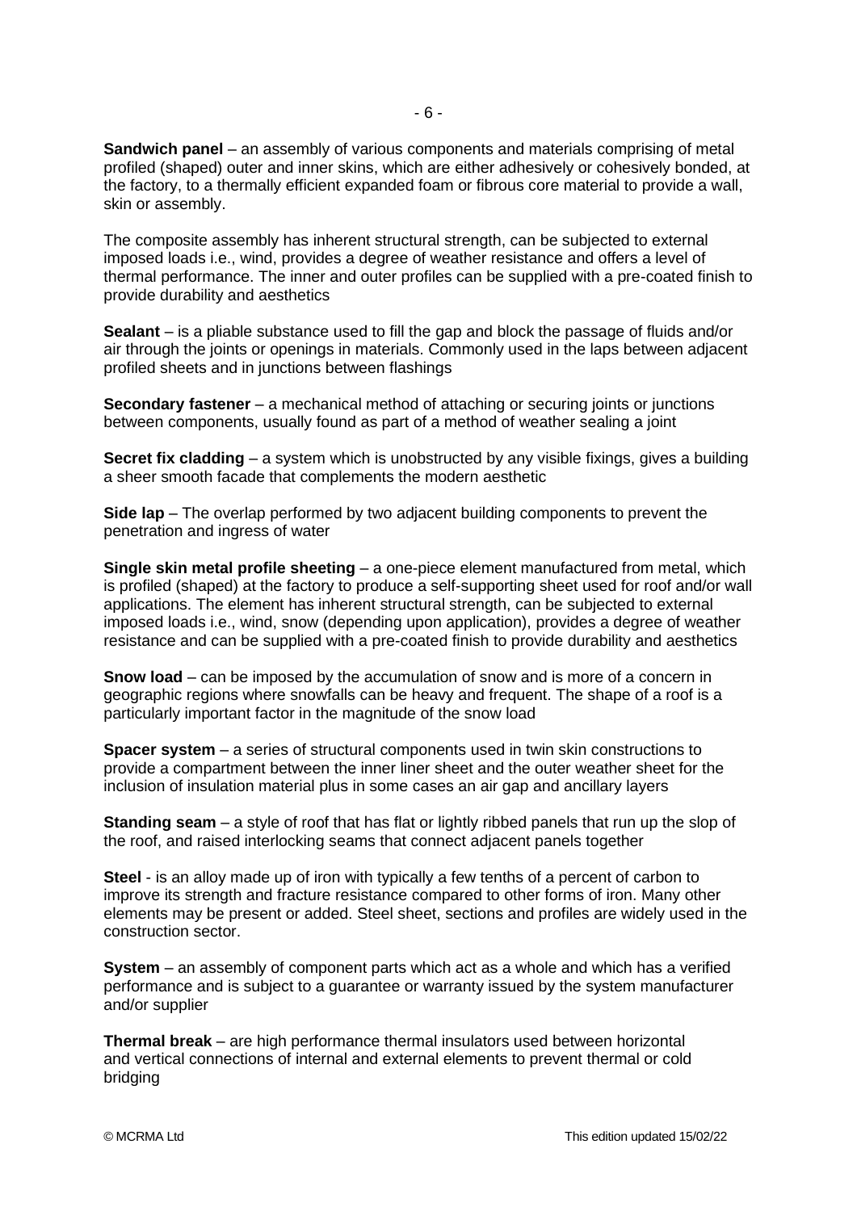**Sandwich panel** – an assembly of various components and materials comprising of metal profiled (shaped) outer and inner skins, which are either adhesively or cohesively bonded, at the factory, to a thermally efficient expanded foam or fibrous core material to provide a wall, skin or assembly.

The composite assembly has inherent structural strength, can be subjected to external imposed loads i.e., wind, provides a degree of weather resistance and offers a level of thermal performance. The inner and outer profiles can be supplied with a pre-coated finish to provide durability and aesthetics

**Sealant** – is a pliable substance used to fill the gap and block the passage of fluids and/or air through the joints or openings in materials. Commonly used in the laps between adjacent profiled sheets and in junctions between flashings

**Secondary fastener** – a mechanical method of attaching or securing joints or junctions between components, usually found as part of a method of weather sealing a joint

**Secret fix cladding** – a system which is unobstructed by any visible fixings, gives a building a sheer smooth facade that complements the modern aesthetic

**Side lap** – The overlap performed by two adjacent building components to prevent the penetration and ingress of water

**Single skin metal profile sheeting** – a one-piece element manufactured from metal, which is profiled (shaped) at the factory to produce a self-supporting sheet used for roof and/or wall applications. The element has inherent structural strength, can be subjected to external imposed loads i.e., wind, snow (depending upon application), provides a degree of weather resistance and can be supplied with a pre-coated finish to provide durability and aesthetics

**Snow load** – can be imposed by the accumulation of snow and is more of a concern in geographic regions where snowfalls can be heavy and frequent. The shape of a roof is a particularly important factor in the magnitude of the snow load

**Spacer system** – a series of structural components used in twin skin constructions to provide a compartment between the inner liner sheet and the outer weather sheet for the inclusion of insulation material plus in some cases an air gap and ancillary layers

**Standing seam** – a style of roof that has flat or lightly ribbed panels that run up the slop of the roof, and raised interlocking seams that connect adjacent panels together

**Steel** - is an alloy made up of iron with typically a few tenths of a percent of carbon to improve its strength and fracture resistance compared to other forms of iron. Many other elements may be present or added. Steel sheet, sections and profiles are widely used in the construction sector.

**System** – an assembly of component parts which act as a whole and which has a verified performance and is subject to a guarantee or warranty issued by the system manufacturer and/or supplier

**Thermal break** – are high performance thermal insulators used between horizontal and vertical connections of internal and external elements to prevent thermal or cold bridging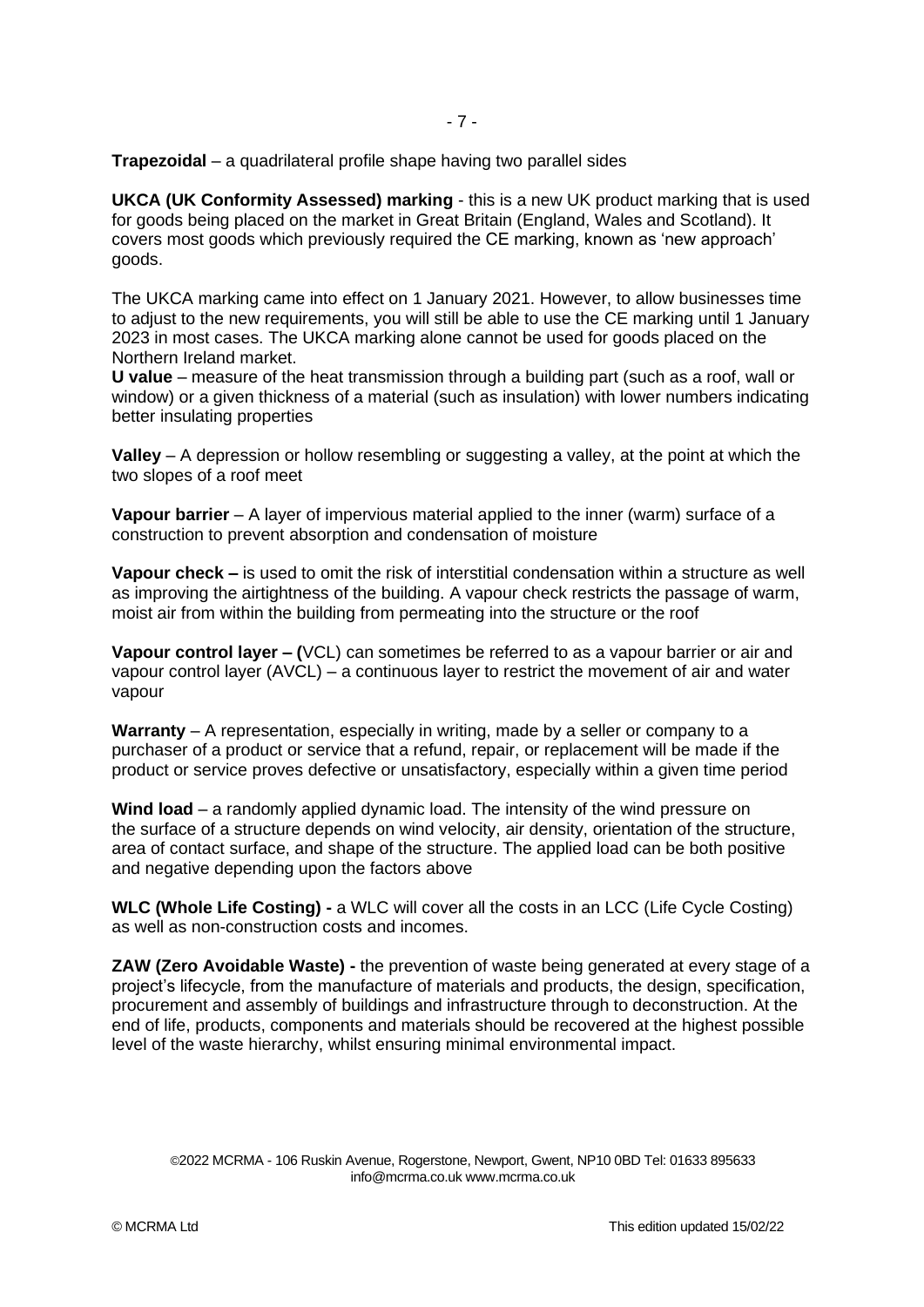**Trapezoidal** – a quadrilateral profile shape having two parallel sides

**UKCA (UK Conformity Assessed) marking** - this is a new UK product marking that is used for goods being placed on the market in Great Britain (England, Wales and Scotland). It covers most goods which previously required the CE marking, known as 'new approach' goods.

The UKCA marking came into effect on 1 January 2021. However, to allow businesses time to adjust to the new requirements, you will still be able to use the CE marking until 1 January 2023 in most cases. The UKCA marking alone cannot be used for goods placed on the Northern Ireland market.

**U value** – measure of the heat transmission through a building part (such as a roof, wall or window) or a given thickness of a material (such as insulation) with lower numbers indicating better insulating properties

**Valley** – A depression or hollow resembling or suggesting a valley, at the point at which the two slopes of a roof meet

**Vapour barrier** – A layer of impervious material applied to the inner (warm) surface of a construction to prevent absorption and condensation of moisture

**Vapour check –** is used to omit the risk of interstitial condensation within a structure as well as improving the airtightness of the building. A vapour check restricts the passage of warm, moist air from within the building from permeating into the structure or the roof

**Vapour control layer – (**VCL) can sometimes be referred to as a vapour barrier or air and vapour control layer (AVCL) – a continuous layer to restrict the movement of air and water vapour

**Warranty** – A representation, especially in writing, made by a seller or company to a purchaser of a product or service that a refund, repair, or replacement will be made if the product or service proves defective or unsatisfactory, especially within a given time period

**Wind load** – a randomly applied dynamic load. The intensity of the wind pressure on the surface of a structure depends on wind velocity, air density, orientation of the structure, area of contact surface, and shape of the structure. The applied load can be both positive and negative depending upon the factors above

**WLC (Whole Life Costing) -** a WLC will cover all the costs in an LCC (Life Cycle Costing) as well as non-construction costs and incomes.

**ZAW (Zero Avoidable Waste) -** the prevention of waste being generated at every stage of a project's lifecycle, from the manufacture of materials and products, the design, specification, procurement and assembly of buildings and infrastructure through to deconstruction. At the end of life, products, components and materials should be recovered at the highest possible level of the waste hierarchy, whilst ensuring minimal environmental impact.

©2022 MCRMA - 106 Ruskin Avenue, Rogerstone, Newport, Gwent, NP10 0BD Tel: 01633 895633
info@mcrma.co.uk www.mcrma.co.uk

© MCRMA Ltd This edition updated 15/02/22